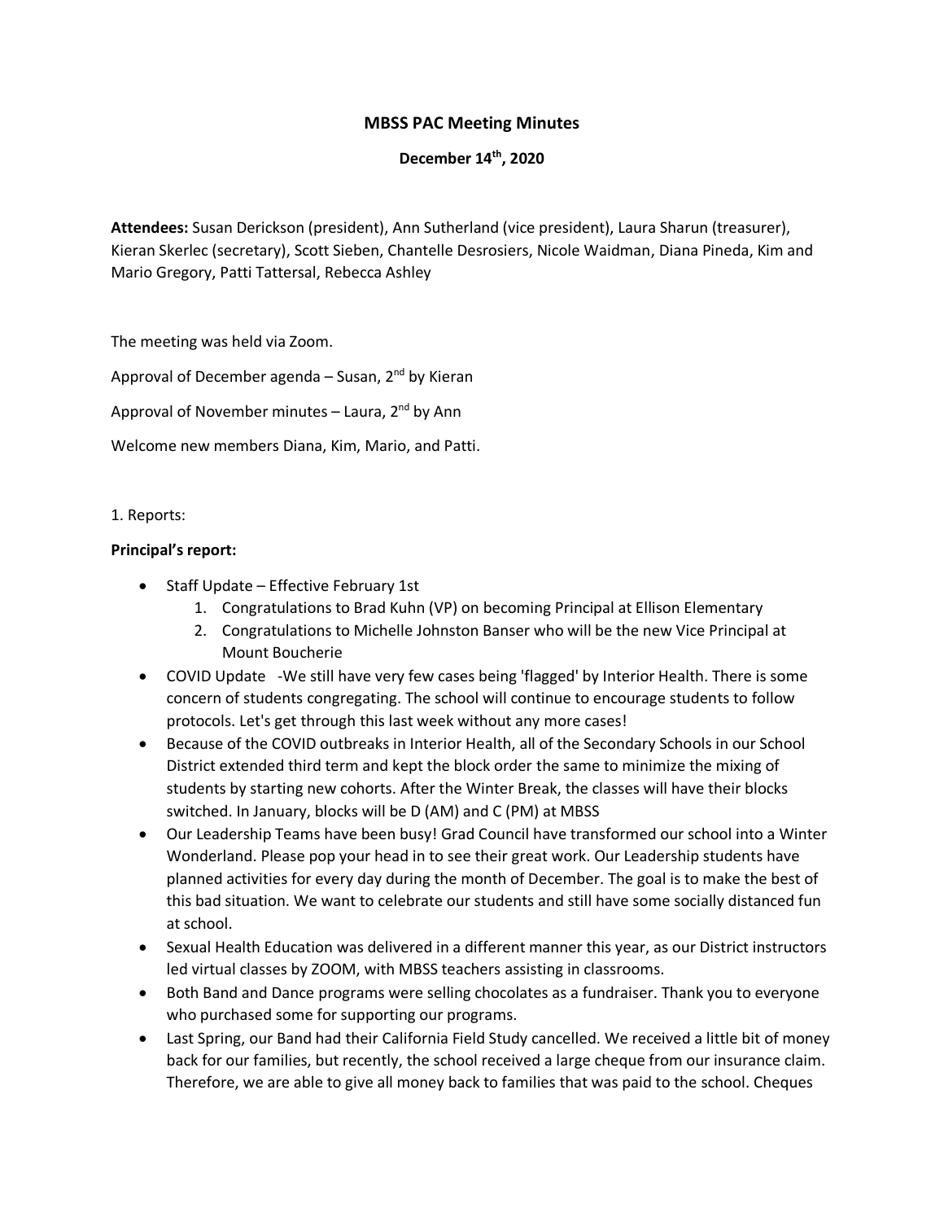# MBSS PAC Meeting Minutes

## December 14th, 2020

**Attendees:** Susan Derickson (president), Ann Sutherland (vice president), Laura Sharun (treasurer), Kieran Skerlec (secretary), Scott Sieben, Chantelle Desrosiers, Nicole Waidman, Diana Pineda, Kim and Mario Gregory, Patti Tattersal, Rebecca Ashley

The meeting was held via Zoom.

Approval of December agenda – Susan, 2nd by Kieran

Approval of November minutes – Laura, 2nd by Ann

Welcome new members Diana, Kim, Mario, and Patti.

1. Reports:

**Principal's report:**

- Staff Update – Effective February 1st
    1. Congratulations to Brad Kuhn (VP) on becoming Principal at Ellison Elementary
    2. Congratulations to Michelle Johnston Banser who will be the new Vice Principal at Mount Boucherie
- COVID Update -We still have very few cases being 'flagged' by Interior Health. There is some concern of students congregating. The school will continue to encourage students to follow protocols. Let's get through this last week without any more cases!
- Because of the COVID outbreaks in Interior Health, all of the Secondary Schools in our School District extended third term and kept the block order the same to minimize the mixing of students by starting new cohorts. After the Winter Break, the classes will have their blocks switched. In January, blocks will be D (AM) and C (PM) at MBSS
- Our Leadership Teams have been busy! Grad Council have transformed our school into a Winter Wonderland. Please pop your head in to see their great work. Our Leadership students have planned activities for every day during the month of December. The goal is to make the best of this bad situation. We want to celebrate our students and still have some socially distanced fun at school.
- Sexual Health Education was delivered in a different manner this year, as our District instructors led virtual classes by ZOOM, with MBSS teachers assisting in classrooms.
- Both Band and Dance programs were selling chocolates as a fundraiser. Thank you to everyone who purchased some for supporting our programs.
- Last Spring, our Band had their California Field Study cancelled. We received a little bit of money back for our families, but recently, the school received a large cheque from our insurance claim. Therefore, we are able to give all money back to families that was paid to the school. Cheques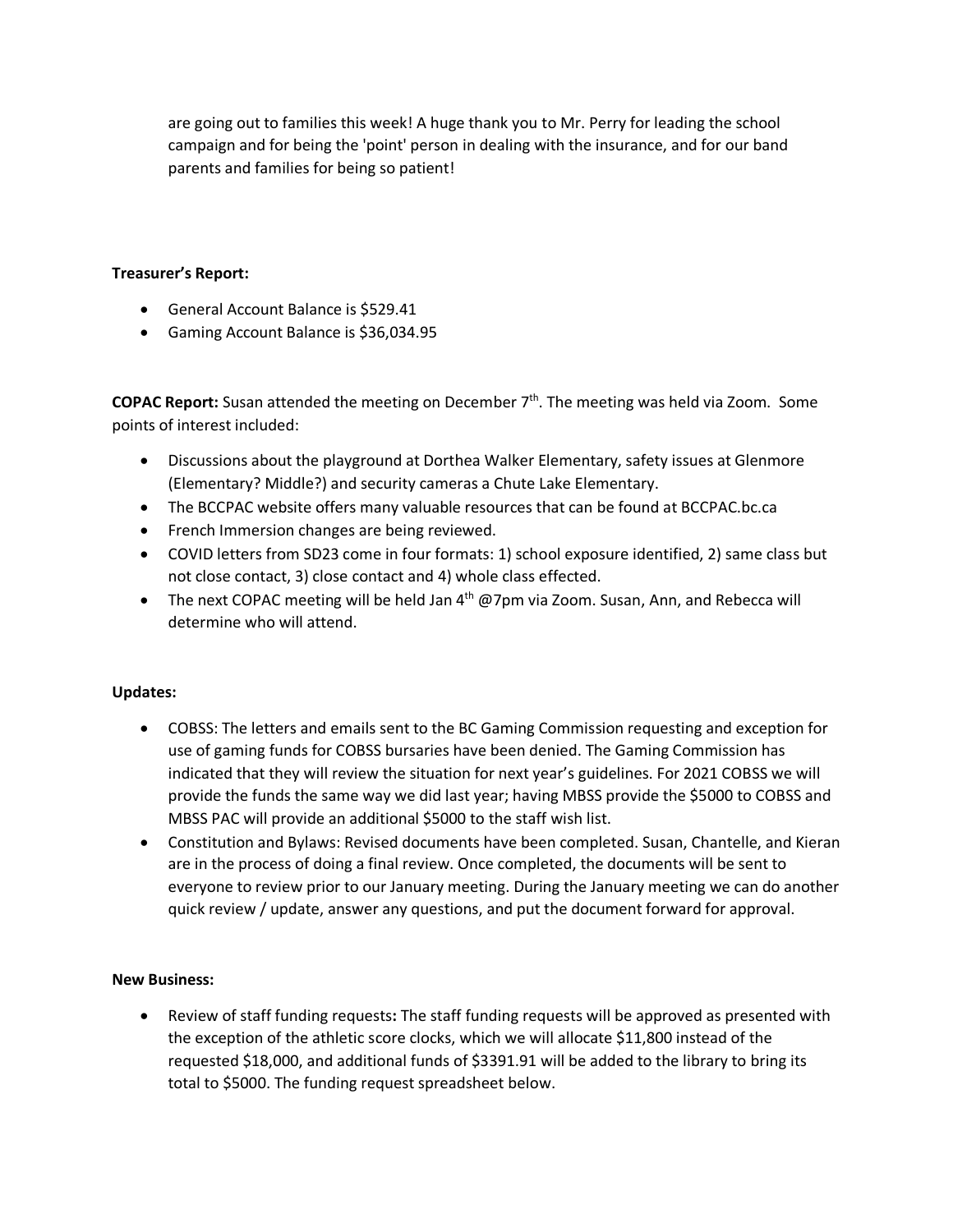are going out to families this week! A huge thank you to Mr. Perry for leading the school campaign and for being the 'point' person in dealing with the insurance, and for our band parents and families for being so patient!

**Treasurer's Report:**

- General Account Balance is $529.41
- Gaming Account Balance is $36,034.95

**COPAC Report:** Susan attended the meeting on December 7th. The meeting was held via Zoom. Some points of interest included:

- Discussions about the playground at Dorthea Walker Elementary, safety issues at Glenmore (Elementary? Middle?) and security cameras a Chute Lake Elementary.
- The BCCPAC website offers many valuable resources that can be found at BCCPAC.bc.ca
- French Immersion changes are being reviewed.
- COVID letters from SD23 come in four formats: 1) school exposure identified, 2) same class but not close contact, 3) close contact and 4) whole class effected.
- The next COPAC meeting will be held Jan 4th @7pm via Zoom. Susan, Ann, and Rebecca will determine who will attend.

**Updates:**

- COBSS: The letters and emails sent to the BC Gaming Commission requesting and exception for use of gaming funds for COBSS bursaries have been denied. The Gaming Commission has indicated that they will review the situation for next year's guidelines. For 2021 COBSS we will provide the funds the same way we did last year; having MBSS provide the $5000 to COBSS and MBSS PAC will provide an additional $5000 to the staff wish list.
- Constitution and Bylaws: Revised documents have been completed. Susan, Chantelle, and Kieran are in the process of doing a final review. Once completed, the documents will be sent to everyone to review prior to our January meeting. During the January meeting we can do another quick review / update, answer any questions, and put the document forward for approval.

**New Business:**

- Review of staff funding requests**:** The staff funding requests will be approved as presented with the exception of the athletic score clocks, which we will allocate $11,800 instead of the requested $18,000, and additional funds of $3391.91 will be added to the library to bring its total to $5000. The funding request spreadsheet below.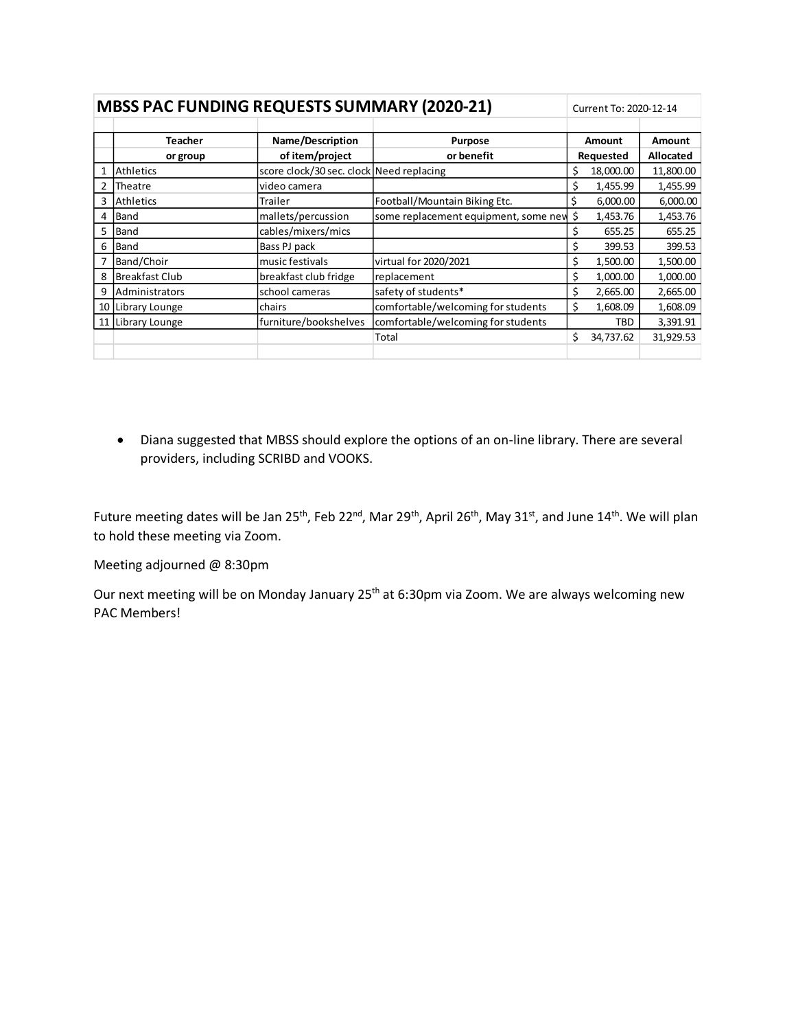## MBSS PAC FUNDING REQUESTS SUMMARY (2020-21)

Current To: 2020-12-14

| | Teacher or group | Name/Description of item/project | Purpose or benefit | Amount Requested | Amount Allocated |
|---|---|---|---|---|---|
| 1 | Athletics | score clock/30 sec. clock | Need replacing | $ 18,000.00 | 11,800.00 |
| 2 | Theatre | video camera | | $ 1,455.99 | 1,455.99 |
| 3 | Athletics | Trailer | Football/Mountain Biking Etc. | $ 6,000.00 | 6,000.00 |
| 4 | Band | mallets/percussion | some replacement equipment, some new | $ 1,453.76 | 1,453.76 |
| 5 | Band | cables/mixers/mics | | $ 655.25 | 655.25 |
| 6 | Band | Bass PJ pack | | $ 399.53 | 399.53 |
| 7 | Band/Choir | music festivals | virtual for 2020/2021 | $ 1,500.00 | 1,500.00 |
| 8 | Breakfast Club | breakfast club fridge | replacement | $ 1,000.00 | 1,000.00 |
| 9 | Administrators | school cameras | safety of students* | $ 2,665.00 | 2,665.00 |
| 10 | Library Lounge | chairs | comfortable/welcoming for students | $ 1,608.09 | 1,608.09 |
| 11 | Library Lounge | furniture/bookshelves | comfortable/welcoming for students | TBD | 3,391.91 |
| | | | Total | $ 34,737.62 | 31,929.53 |

- Diana suggested that MBSS should explore the options of an on-line library. There are several providers, including SCRIBD and VOOKS.

Future meeting dates will be Jan 25th, Feb 22nd, Mar 29th, April 26th, May 31st, and June 14th. We will plan to hold these meeting via Zoom.

Meeting adjourned @ 8:30pm

Our next meeting will be on Monday January 25th at 6:30pm via Zoom. We are always welcoming new PAC Members!